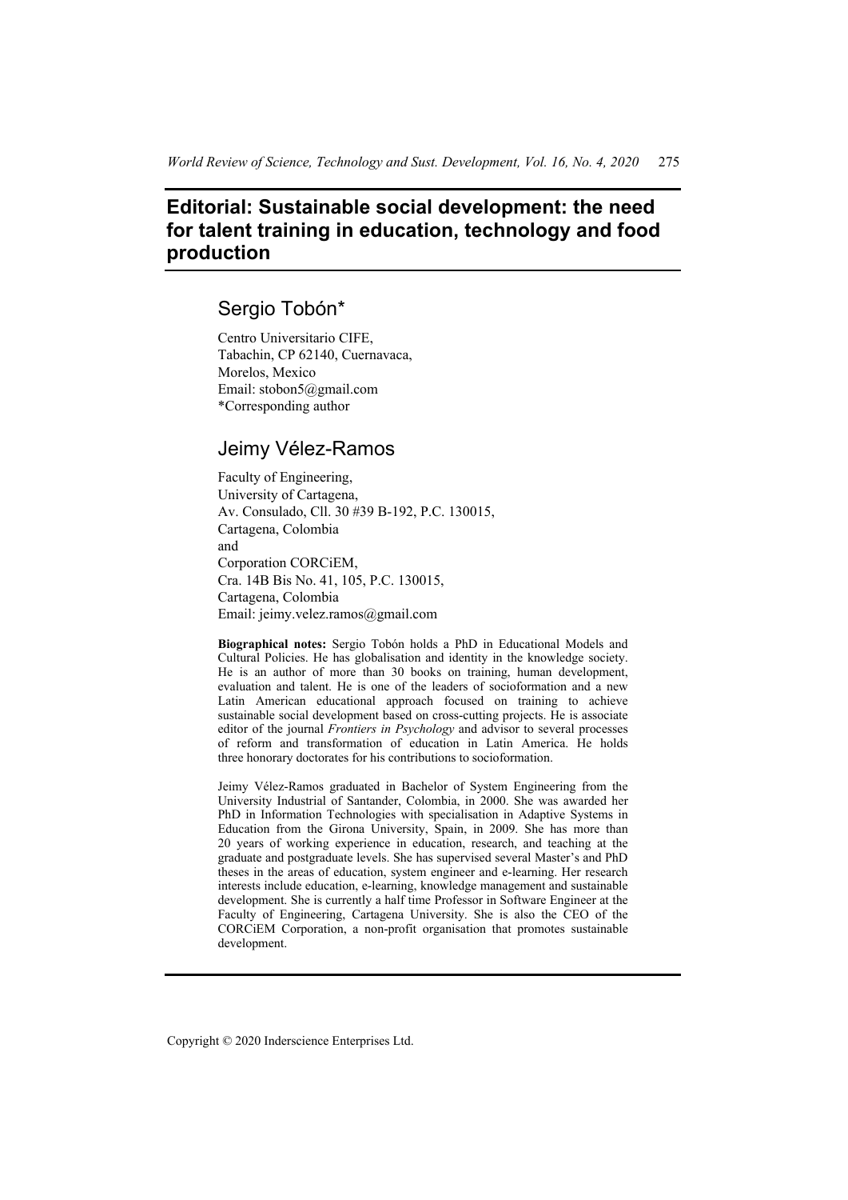# Editorial: Sustainable social development: the need for talent training in education, technology and food production

## Sergio Tobón*

Centro Universitario CIFE,
Tabachin, CP 62140, Cuernavaca,
Morelos, Mexico
Email: stobon5@gmail.com
*Corresponding author

## Jeimy Vélez-Ramos

Faculty of Engineering,
University of Cartagena,
Av. Consulado, Cll. 30 #39 B-192, P.C. 130015,
Cartagena, Colombia
and
Corporation CORCiEM,
Cra. 14B Bis No. 41, 105, P.C. 130015,
Cartagena, Colombia
Email: jeimy.velez.ramos@gmail.com

**Biographical notes:** Sergio Tobón holds a PhD in Educational Models and Cultural Policies. He has globalisation and identity in the knowledge society. He is an author of more than 30 books on training, human development, evaluation and talent. He is one of the leaders of socioformation and a new Latin American educational approach focused on training to achieve sustainable social development based on cross-cutting projects. He is associate editor of the journal *Frontiers in Psychology* and advisor to several processes of reform and transformation of education in Latin America. He holds three honorary doctorates for his contributions to socioformation.

Jeimy Vélez-Ramos graduated in Bachelor of System Engineering from the University Industrial of Santander, Colombia, in 2000. She was awarded her PhD in Information Technologies with specialisation in Adaptive Systems in Education from the Girona University, Spain, in 2009. She has more than 20 years of working experience in education, research, and teaching at the graduate and postgraduate levels. She has supervised several Master's and PhD theses in the areas of education, system engineer and e-learning. Her research interests include education, e-learning, knowledge management and sustainable development. She is currently a half time Professor in Software Engineer at the Faculty of Engineering, Cartagena University. She is also the CEO of the CORCiEM Corporation, a non-profit organisation that promotes sustainable development.

Copyright © 2020 Inderscience Enterprises Ltd.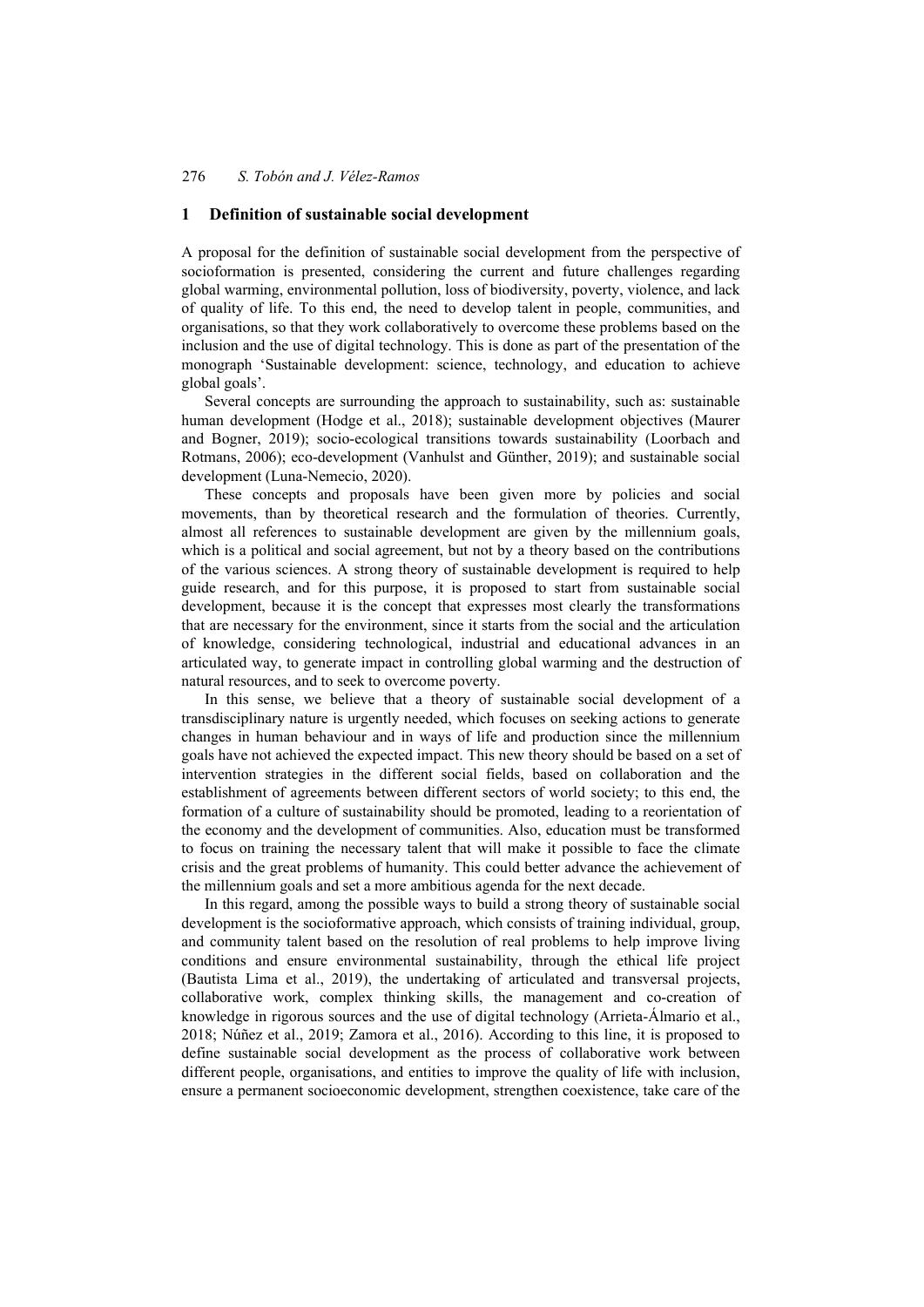## 1 Definition of sustainable social development

A proposal for the definition of sustainable social development from the perspective of socioformation is presented, considering the current and future challenges regarding global warming, environmental pollution, loss of biodiversity, poverty, violence, and lack of quality of life. To this end, the need to develop talent in people, communities, and organisations, so that they work collaboratively to overcome these problems based on the inclusion and the use of digital technology. This is done as part of the presentation of the monograph 'Sustainable development: science, technology, and education to achieve global goals'.

Several concepts are surrounding the approach to sustainability, such as: sustainable human development (Hodge et al., 2018); sustainable development objectives (Maurer and Bogner, 2019); socio-ecological transitions towards sustainability (Loorbach and Rotmans, 2006); eco-development (Vanhulst and Günther, 2019); and sustainable social development (Luna-Nemecio, 2020).

These concepts and proposals have been given more by policies and social movements, than by theoretical research and the formulation of theories. Currently, almost all references to sustainable development are given by the millennium goals, which is a political and social agreement, but not by a theory based on the contributions of the various sciences. A strong theory of sustainable development is required to help guide research, and for this purpose, it is proposed to start from sustainable social development, because it is the concept that expresses most clearly the transformations that are necessary for the environment, since it starts from the social and the articulation of knowledge, considering technological, industrial and educational advances in an articulated way, to generate impact in controlling global warming and the destruction of natural resources, and to seek to overcome poverty.

In this sense, we believe that a theory of sustainable social development of a transdisciplinary nature is urgently needed, which focuses on seeking actions to generate changes in human behaviour and in ways of life and production since the millennium goals have not achieved the expected impact. This new theory should be based on a set of intervention strategies in the different social fields, based on collaboration and the establishment of agreements between different sectors of world society; to this end, the formation of a culture of sustainability should be promoted, leading to a reorientation of the economy and the development of communities. Also, education must be transformed to focus on training the necessary talent that will make it possible to face the climate crisis and the great problems of humanity. This could better advance the achievement of the millennium goals and set a more ambitious agenda for the next decade.

In this regard, among the possible ways to build a strong theory of sustainable social development is the socioformative approach, which consists of training individual, group, and community talent based on the resolution of real problems to help improve living conditions and ensure environmental sustainability, through the ethical life project (Bautista Lima et al., 2019), the undertaking of articulated and transversal projects, collaborative work, complex thinking skills, the management and co-creation of knowledge in rigorous sources and the use of digital technology (Arrieta-Álmario et al., 2018; Núñez et al., 2019; Zamora et al., 2016). According to this line, it is proposed to define sustainable social development as the process of collaborative work between different people, organisations, and entities to improve the quality of life with inclusion, ensure a permanent socioeconomic development, strengthen coexistence, take care of the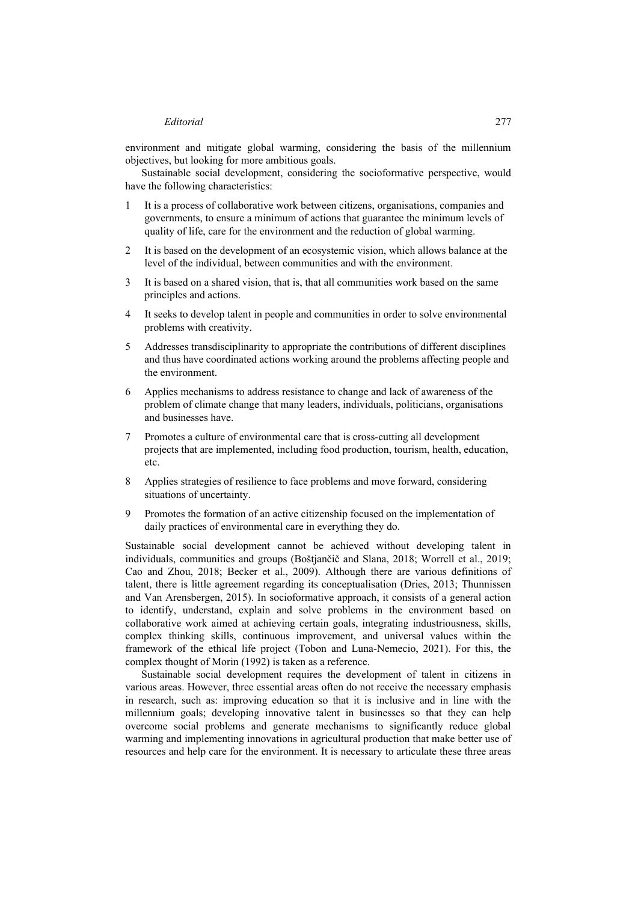environment and mitigate global warming, considering the basis of the millennium objectives, but looking for more ambitious goals.

Sustainable social development, considering the socioformative perspective, would have the following characteristics:

1. It is a process of collaborative work between citizens, organisations, companies and governments, to ensure a minimum of actions that guarantee the minimum levels of quality of life, care for the environment and the reduction of global warming.
2. It is based on the development of an ecosystemic vision, which allows balance at the level of the individual, between communities and with the environment.
3. It is based on a shared vision, that is, that all communities work based on the same principles and actions.
4. It seeks to develop talent in people and communities in order to solve environmental problems with creativity.
5. Addresses transdisciplinarity to appropriate the contributions of different disciplines and thus have coordinated actions working around the problems affecting people and the environment.
6. Applies mechanisms to address resistance to change and lack of awareness of the problem of climate change that many leaders, individuals, politicians, organisations and businesses have.
7. Promotes a culture of environmental care that is cross-cutting all development projects that are implemented, including food production, tourism, health, education, etc.
8. Applies strategies of resilience to face problems and move forward, considering situations of uncertainty.
9. Promotes the formation of an active citizenship focused on the implementation of daily practices of environmental care in everything they do.

Sustainable social development cannot be achieved without developing talent in individuals, communities and groups (Boštjančič and Slana, 2018; Worrell et al., 2019; Cao and Zhou, 2018; Becker et al., 2009). Although there are various definitions of talent, there is little agreement regarding its conceptualisation (Dries, 2013; Thunnissen and Van Arensbergen, 2015). In socioformative approach, it consists of a general action to identify, understand, explain and solve problems in the environment based on collaborative work aimed at achieving certain goals, integrating industriousness, skills, complex thinking skills, continuous improvement, and universal values within the framework of the ethical life project (Tobon and Luna-Nemecio, 2021). For this, the complex thought of Morin (1992) is taken as a reference.

Sustainable social development requires the development of talent in citizens in various areas. However, three essential areas often do not receive the necessary emphasis in research, such as: improving education so that it is inclusive and in line with the millennium goals; developing innovative talent in businesses so that they can help overcome social problems and generate mechanisms to significantly reduce global warming and implementing innovations in agricultural production that make better use of resources and help care for the environment. It is necessary to articulate these three areas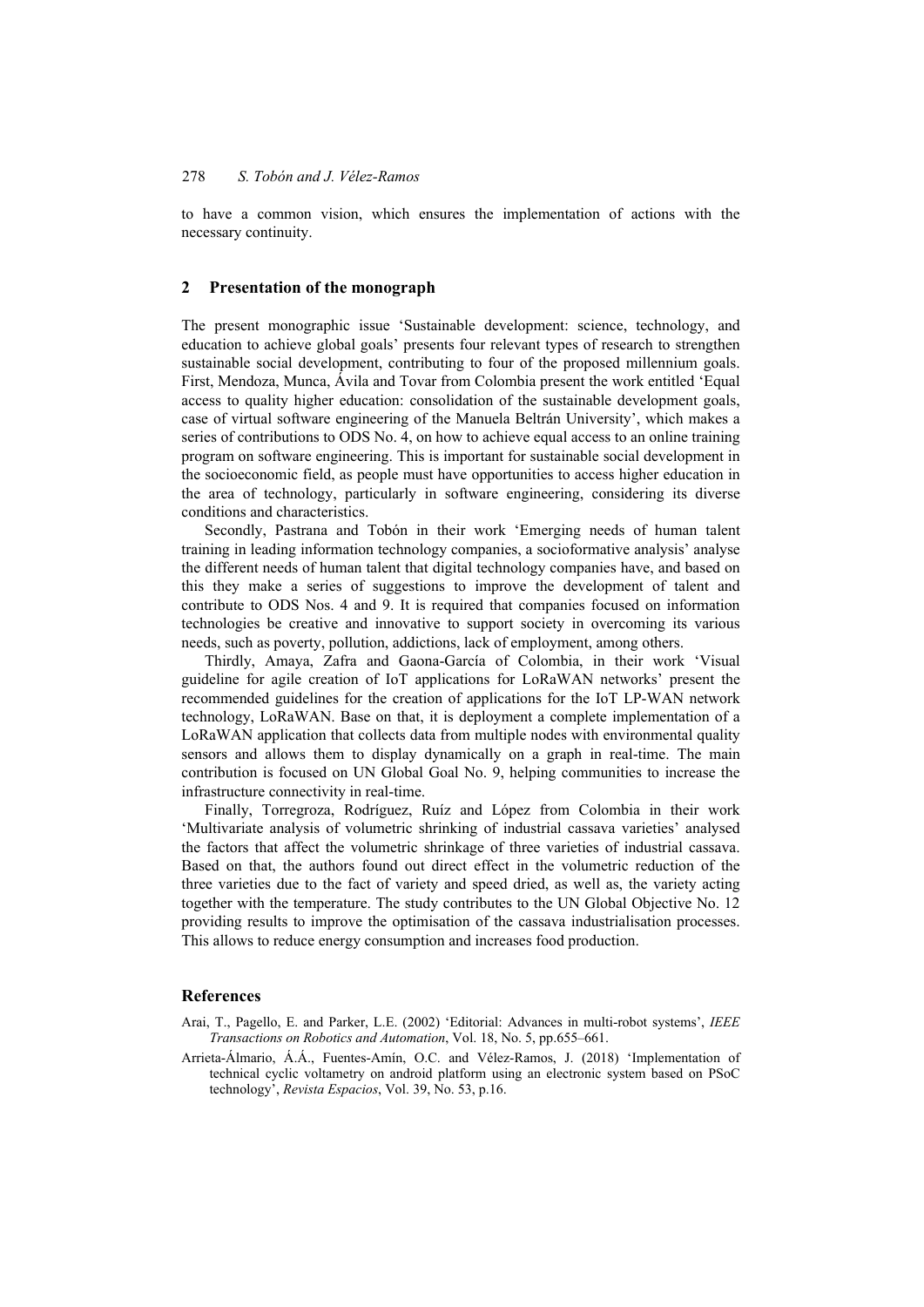to have a common vision, which ensures the implementation of actions with the necessary continuity.

## 2 Presentation of the monograph

The present monographic issue 'Sustainable development: science, technology, and education to achieve global goals' presents four relevant types of research to strengthen sustainable social development, contributing to four of the proposed millennium goals. First, Mendoza, Munca, Ávila and Tovar from Colombia present the work entitled 'Equal access to quality higher education: consolidation of the sustainable development goals, case of virtual software engineering of the Manuela Beltrán University', which makes a series of contributions to ODS No. 4, on how to achieve equal access to an online training program on software engineering. This is important for sustainable social development in the socioeconomic field, as people must have opportunities to access higher education in the area of technology, particularly in software engineering, considering its diverse conditions and characteristics.

Secondly, Pastrana and Tobón in their work 'Emerging needs of human talent training in leading information technology companies, a socioformative analysis' analyse the different needs of human talent that digital technology companies have, and based on this they make a series of suggestions to improve the development of talent and contribute to ODS Nos. 4 and 9. It is required that companies focused on information technologies be creative and innovative to support society in overcoming its various needs, such as poverty, pollution, addictions, lack of employment, among others.

Thirdly, Amaya, Zafra and Gaona-García of Colombia, in their work 'Visual guideline for agile creation of IoT applications for LoRaWAN networks' present the recommended guidelines for the creation of applications for the IoT LP-WAN network technology, LoRaWAN. Base on that, it is deployment a complete implementation of a LoRaWAN application that collects data from multiple nodes with environmental quality sensors and allows them to display dynamically on a graph in real-time. The main contribution is focused on UN Global Goal No. 9, helping communities to increase the infrastructure connectivity in real-time.

Finally, Torregroza, Rodríguez, Ruíz and López from Colombia in their work 'Multivariate analysis of volumetric shrinking of industrial cassava varieties' analysed the factors that affect the volumetric shrinkage of three varieties of industrial cassava. Based on that, the authors found out direct effect in the volumetric reduction of the three varieties due to the fact of variety and speed dried, as well as, the variety acting together with the temperature. The study contributes to the UN Global Objective No. 12 providing results to improve the optimisation of the cassava industrialisation processes. This allows to reduce energy consumption and increases food production.

## References

Arai, T., Pagello, E. and Parker, L.E. (2002) 'Editorial: Advances in multi-robot systems', *IEEE Transactions on Robotics and Automation*, Vol. 18, No. 5, pp.655–661.

Arrieta-Álmario, Á.Á., Fuentes-Amín, O.C. and Vélez-Ramos, J. (2018) 'Implementation of technical cyclic voltametry on android platform using an electronic system based on PSoC technology', *Revista Espacios*, Vol. 39, No. 53, p.16.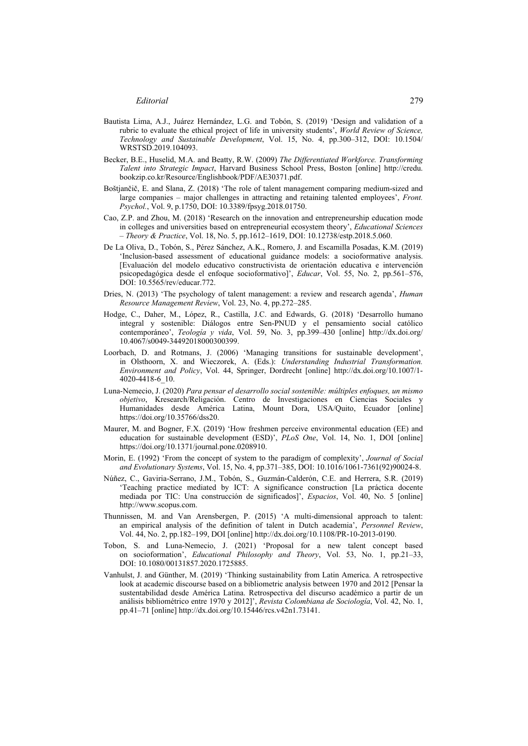Bautista Lima, A.J., Juárez Hernández, L.G. and Tobón, S. (2019) 'Design and validation of a rubric to evaluate the ethical project of life in university students', *World Review of Science, Technology and Sustainable Development*, Vol. 15, No. 4, pp.300–312, DOI: 10.1504/WRSTSD.2019.104093.

Becker, B.E., Huselid, M.A. and Beatty, R.W. (2009) *The Differentiated Workforce. Transforming Talent into Strategic Impact*, Harvard Business School Press, Boston [online] http://credu.bookzip.co.kr/Resource/Englishbook/PDF/AE30371.pdf.

Boštjančič, E. and Slana, Z. (2018) 'The role of talent management comparing medium-sized and large companies – major challenges in attracting and retaining talented employees', *Front. Psychol.*, Vol. 9, p.1750, DOI: 10.3389/fpsyg.2018.01750.

Cao, Z.P. and Zhou, M. (2018) 'Research on the innovation and entrepreneurship education mode in colleges and universities based on entrepreneurial ecosystem theory', *Educational Sciences – Theory & Practice*, Vol. 18, No. 5, pp.1612–1619, DOI: 10.12738/estp.2018.5.060.

De La Oliva, D., Tobón, S., Pérez Sánchez, A.K., Romero, J. and Escamilla Posadas, K.M. (2019) 'Inclusion-based assessment of educational guidance models: a socioformative analysis. [Evaluación del modelo educativo constructivista de orientación educativa e intervención psicopedagógica desde el enfoque socioformativo]', *Educar*, Vol. 55, No. 2, pp.561–576, DOI: 10.5565/rev/educar.772.

Dries, N. (2013) 'The psychology of talent management: a review and research agenda', *Human Resource Management Review*, Vol. 23, No. 4, pp.272–285.

Hodge, C., Daher, M., López, R., Castilla, J.C. and Edwards, G. (2018) 'Desarrollo humano integral y sostenible: Diálogos entre Sen-PNUD y el pensamiento social católico contemporáneo', *Teología y vida*, Vol. 59, No. 3, pp.399–430 [online] http://dx.doi.org/10.4067/s0049-34492018000300399.

Loorbach, D. and Rotmans, J. (2006) 'Managing transitions for sustainable development', in Olsthoorn, X. and Wieczorek, A. (Eds.): *Understanding Industrial Transformation. Environment and Policy*, Vol. 44, Springer, Dordrecht [online] http://dx.doi.org/10.1007/1-4020-4418-6_10.

Luna-Nemecio, J. (2020) *Para pensar el desarrollo social sostenible: múltiples enfoques, un mismo objetivo*, Kresearch/Religación. Centro de Investigaciones en Ciencias Sociales y Humanidades desde América Latina, Mount Dora, USA/Quito, Ecuador [online] https://doi.org/10.35766/dss20.

Maurer, M. and Bogner, F.X. (2019) 'How freshmen perceive environmental education (EE) and education for sustainable development (ESD)', *PLoS One*, Vol. 14, No. 1, DOI [online] https://doi.org/10.1371/journal.pone.0208910.

Morin, E. (1992) 'From the concept of system to the paradigm of complexity', *Journal of Social and Evolutionary Systems*, Vol. 15, No. 4, pp.371–385, DOI: 10.1016/1061-7361(92)90024-8.

Núñez, C., Gaviria-Serrano, J.M., Tobón, S., Guzmán-Calderón, C.E. and Herrera, S.R. (2019) 'Teaching practice mediated by ICT: A significance construction [La práctica docente mediada por TIC: Una construcción de significados]', *Espacios*, Vol. 40, No. 5 [online] http://www.scopus.com.

Thunnissen, M. and Van Arensbergen, P. (2015) 'A multi-dimensional approach to talent: an empirical analysis of the definition of talent in Dutch academia', *Personnel Review*, Vol. 44, No. 2, pp.182–199, DOI [online] http://dx.doi.org/10.1108/PR-10-2013-0190.

Tobon, S. and Luna-Nemecio, J. (2021) 'Proposal for a new talent concept based on socioformation', *Educational Philosophy and Theory*, Vol. 53, No. 1, pp.21–33, DOI: 10.1080/00131857.2020.1725885.

Vanhulst, J. and Günther, M. (2019) 'Thinking sustainability from Latin America. A retrospective look at academic discourse based on a bibliometric analysis between 1970 and 2012 [Pensar la sustentabilidad desde América Latina. Retrospectiva del discurso académico a partir de un análisis bibliométrico entre 1970 y 2012]', *Revista Colombiana de Sociología*, Vol. 42, No. 1, pp.41–71 [online] http://dx.doi.org/10.15446/rcs.v42n1.73141.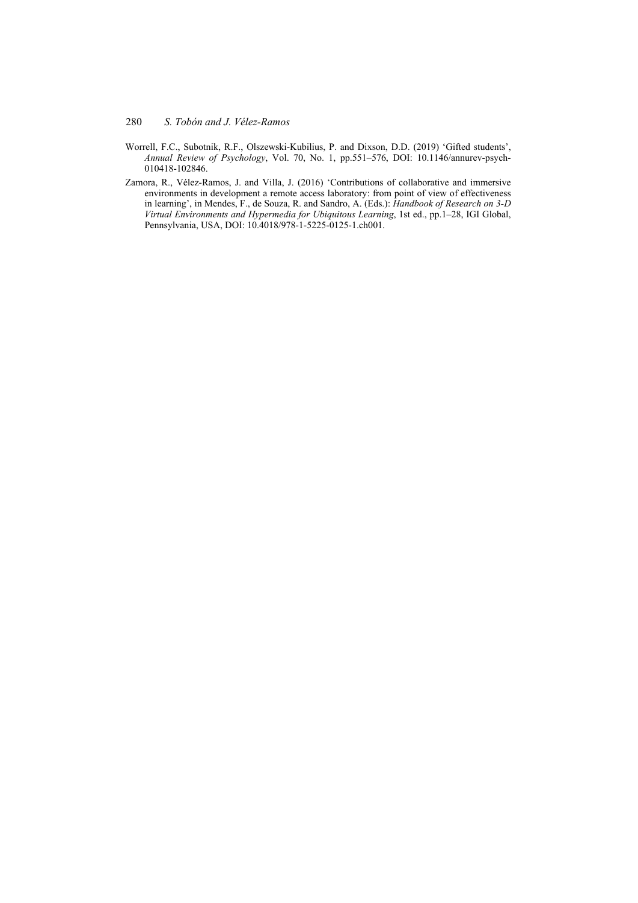Worrell, F.C., Subotnik, R.F., Olszewski-Kubilius, P. and Dixson, D.D. (2019) 'Gifted students', *Annual Review of Psychology*, Vol. 70, No. 1, pp.551–576, DOI: 10.1146/annurev-psych-010418-102846.

Zamora, R., Vélez-Ramos, J. and Villa, J. (2016) 'Contributions of collaborative and immersive environments in development a remote access laboratory: from point of view of effectiveness in learning', in Mendes, F., de Souza, R. and Sandro, A. (Eds.): *Handbook of Research on 3-D Virtual Environments and Hypermedia for Ubiquitous Learning*, 1st ed., pp.1–28, IGI Global, Pennsylvania, USA, DOI: 10.4018/978-1-5225-0125-1.ch001.